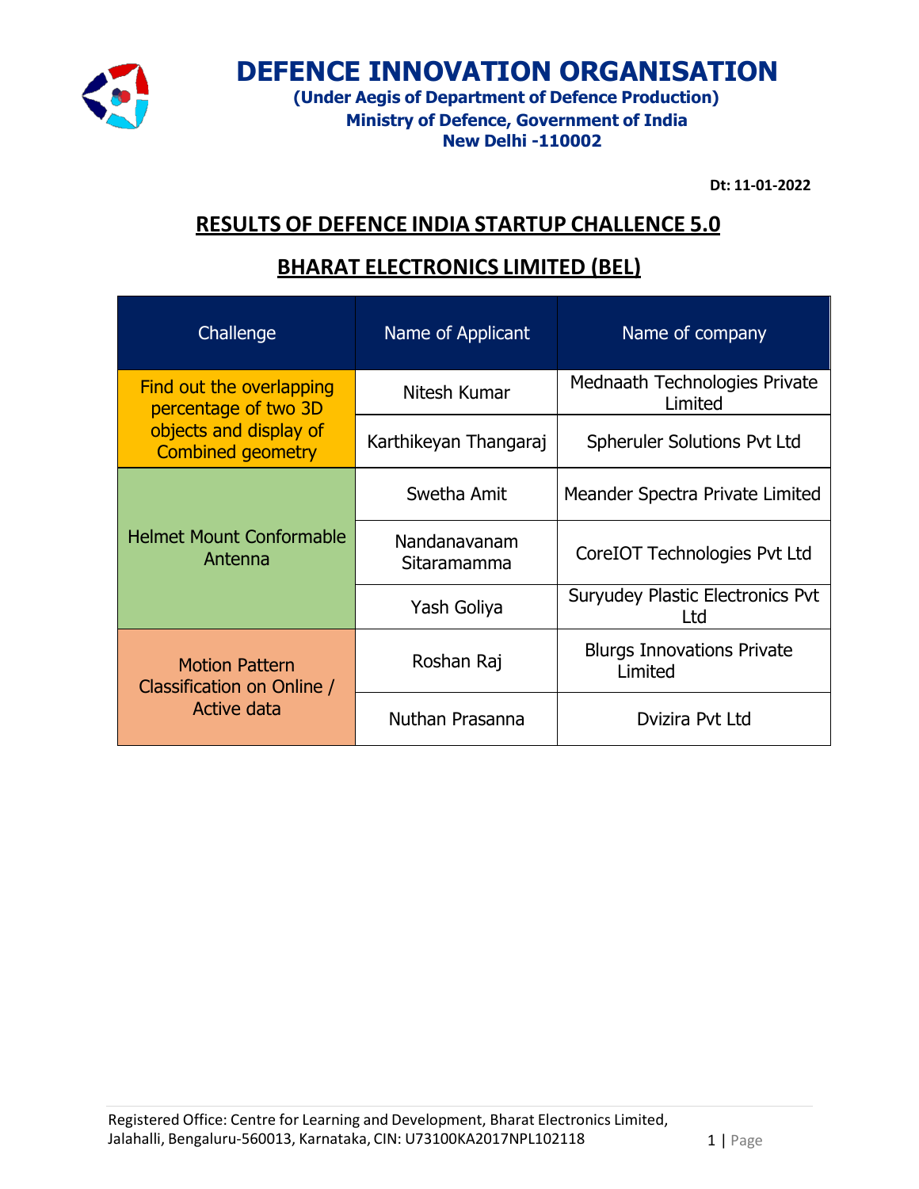# DEFENCE INNOVATION ORGANISATION

**(Under Aegis of Department of Defence Production)**
**Ministry of Defence, Government of India**
**New Delhi -110002**

**Dt: 11-01-2022**

## RESULTS OF DEFENCE INDIA STARTUP CHALLENCE 5.0

## BHARAT ELECTRONICS LIMITED (BEL)

| Challenge | Name of Applicant | Name of company |
|---|---|---|
| Find out the overlapping percentage of two 3D objects and display of Combined geometry | Nitesh Kumar | Mednaath Technologies Private Limited |
| | Karthikeyan Thangaraj | Spheruler Solutions Pvt Ltd |
| Helmet Mount Conformable Antenna | Swetha Amit | Meander Spectra Private Limited |
| | Nandanavanam Sitaramamma | CoreIOT Technologies Pvt Ltd |
| | Yash Goliya | Suryudey Plastic Electronics Pvt Ltd |
| Motion Pattern Classification on Online / Active data | Roshan Raj | Blurgs Innovations Private Limited |
| | Nuthan Prasanna | Dvizira Pvt Ltd |

Registered Office: Centre for Learning and Development, Bharat Electronics Limited, Jalahalli, Bengaluru-560013, Karnataka, CIN: U73100KA2017NPL102118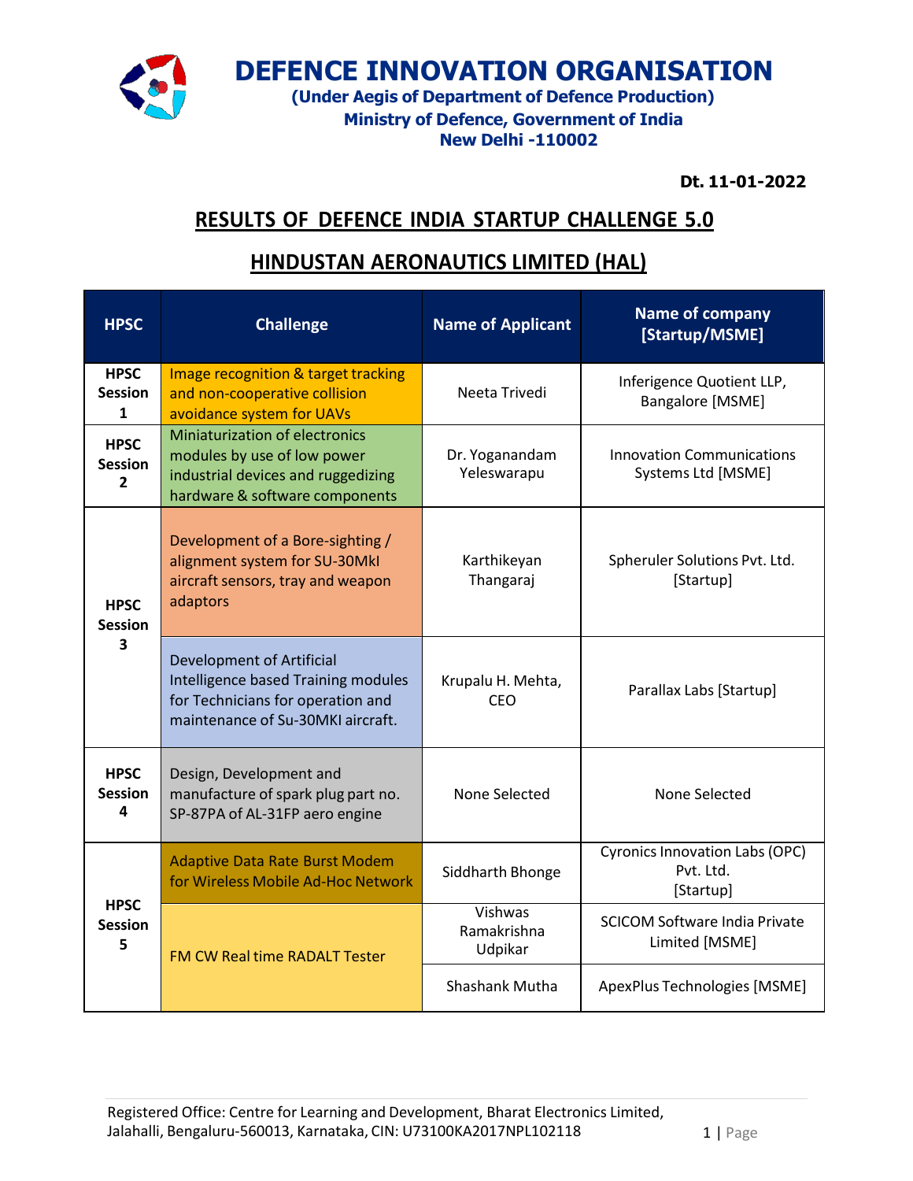# DEFENCE INNOVATION ORGANISATION

**(Under Aegis of Department of Defence Production)**
**Ministry of Defence, Government of India**
**New Delhi -110002**

**Dt. 11-01-2022**

## RESULTS OF DEFENCE INDIA STARTUP CHALLENGE 5.0

## HINDUSTAN AERONAUTICS LIMITED (HAL)

| HPSC | Challenge | Name of Applicant | Name of company [Startup/MSME] |
|---|---|---|---|
| **HPSC Session 1** | Image recognition & target tracking and non-cooperative collision avoidance system for UAVs | Neeta Trivedi | Inferigence Quotient LLP, Bangalore [MSME] |
| **HPSC Session 2** | Miniaturization of electronics modules by use of low power industrial devices and ruggedizing hardware & software components | Dr. Yoganandam Yeleswarapu | Innovation Communications Systems Ltd [MSME] |
| **HPSC Session 3** | Development of a Bore-sighting / alignment system for SU-30MkI aircraft sensors, tray and weapon adaptors | Karthikeyan Thangaraj | Spheruler Solutions Pvt. Ltd. [Startup] |
| | Development of Artificial Intelligence based Training modules for Technicians for operation and maintenance of Su-30MKI aircraft. | Krupalu H. Mehta, CEO | Parallax Labs [Startup] |
| **HPSC Session 4** | Design, Development and manufacture of spark plug part no. SP-87PA of AL-31FP aero engine | None Selected | None Selected |
| **HPSC Session 5** | Adaptive Data Rate Burst Modem for Wireless Mobile Ad-Hoc Network | Siddharth Bhonge | Cyronics Innovation Labs (OPC) Pvt. Ltd. [Startup] |
| | FM CW Real time RADALT Tester | Vishwas Ramakrishna Udpikar | SCICOM Software India Private Limited [MSME] |
| | | Shashank Mutha | ApexPlus Technologies [MSME] |

Registered Office: Centre for Learning and Development, Bharat Electronics Limited, Jalahalli, Bengaluru-560013, Karnataka, CIN: U73100KA2017NPL102118